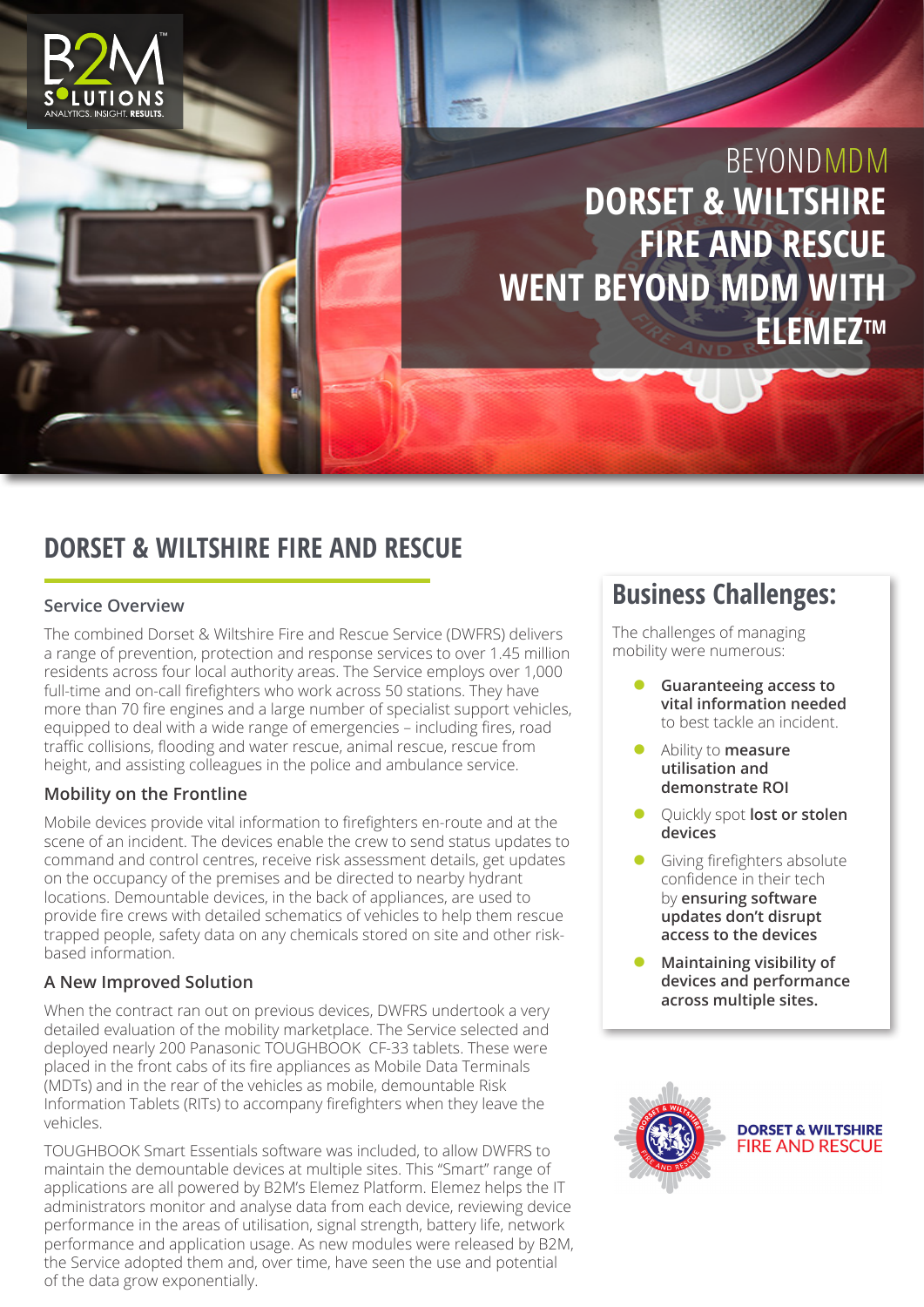B2M SOLUTIONS
ANALYTICS. INSIGHT. **RESULTS.**

# BEYONDMDM
# DORSET & WILTSHIRE FIRE AND RESCUE WENT BEYOND MDM WITH ELEMEZ™

## DORSET & WILTSHIRE FIRE AND RESCUE

### Service Overview

The combined Dorset & Wiltshire Fire and Rescue Service (DWFRS) delivers a range of prevention, protection and response services to over 1.45 million residents across four local authority areas. The Service employs over 1,000 full-time and on-call firefighters who work across 50 stations. They have more than 70 fire engines and a large number of specialist support vehicles, equipped to deal with a wide range of emergencies – including fires, road traffic collisions, flooding and water rescue, animal rescue, rescue from height, and assisting colleagues in the police and ambulance service.

### Mobility on the Frontline

Mobile devices provide vital information to firefighters en-route and at the scene of an incident. The devices enable the crew to send status updates to command and control centres, receive risk assessment details, get updates on the occupancy of the premises and be directed to nearby hydrant locations. Demountable devices, in the back of appliances, are used to provide fire crews with detailed schematics of vehicles to help them rescue trapped people, safety data on any chemicals stored on site and other risk-based information.

### A New Improved Solution

When the contract ran out on previous devices, DWFRS undertook a very detailed evaluation of the mobility marketplace. The Service selected and deployed nearly 200 Panasonic TOUGHBOOK CF-33 tablets. These were placed in the front cabs of its fire appliances as Mobile Data Terminals (MDTs) and in the rear of the vehicles as mobile, demountable Risk Information Tablets (RITs) to accompany firefighters when they leave the vehicles.

TOUGHBOOK Smart Essentials software was included, to allow DWFRS to maintain the demountable devices at multiple sites. This "Smart" range of applications are all powered by B2M's Elemez Platform. Elemez helps the IT administrators monitor and analyse data from each device, reviewing device performance in the areas of utilisation, signal strength, battery life, network performance and application usage. As new modules were released by B2M, the Service adopted them and, over time, have seen the use and potential of the data grow exponentially.

## Business Challenges:

The challenges of managing mobility were numerous:

- **Guaranteeing access to vital information needed** to best tackle an incident.
- Ability to **measure utilisation and demonstrate ROI**
- Quickly spot **lost or stolen devices**
- Giving firefighters absolute confidence in their tech by **ensuring software updates don't disrupt access to the devices**
- **Maintaining visibility of devices and performance across multiple sites.**

DORSET & WILTSHIRE FIRE AND RESCUE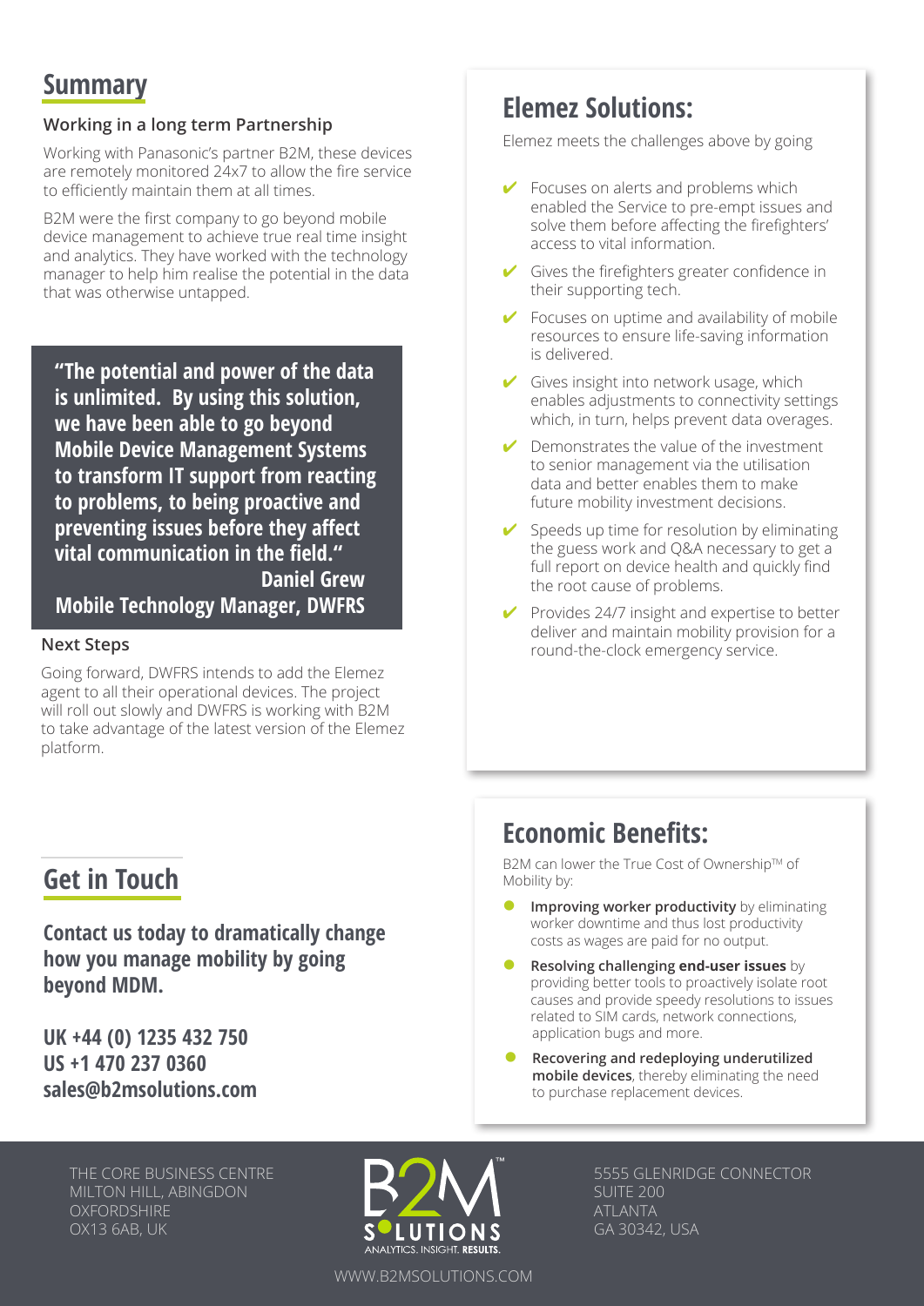## Summary

### Working in a long term Partnership

Working with Panasonic's partner B2M, these devices are remotely monitored 24x7 to allow the fire service to efficiently maintain them at all times.

B2M were the first company to go beyond mobile device management to achieve true real time insight and analytics. They have worked with the technology manager to help him realise the potential in the data that was otherwise untapped.

> **"The potential and power of the data is unlimited. By using this solution, we have been able to go beyond Mobile Device Management Systems to transform IT support from reacting to problems, to being proactive and preventing issues before they affect vital communication in the field."**
>
> **Daniel Grew**
> **Mobile Technology Manager, DWFRS**

### Next Steps

Going forward, DWFRS intends to add the Elemez agent to all their operational devices. The project will roll out slowly and DWFRS is working with B2M to take advantage of the latest version of the Elemez platform.

## Elemez Solutions:

Elemez meets the challenges above by going

- ✔ Focuses on alerts and problems which enabled the Service to pre-empt issues and solve them before affecting the firefighters' access to vital information.
- ✔ Gives the firefighters greater confidence in their supporting tech.
- ✔ Focuses on uptime and availability of mobile resources to ensure life-saving information is delivered.
- ✔ Gives insight into network usage, which enables adjustments to connectivity settings which, in turn, helps prevent data overages.
- ✔ Demonstrates the value of the investment to senior management via the utilisation data and better enables them to make future mobility investment decisions.
- ✔ Speeds up time for resolution by eliminating the guess work and Q&A necessary to get a full report on device health and quickly find the root cause of problems.
- ✔ Provides 24/7 insight and expertise to better deliver and maintain mobility provision for a round-the-clock emergency service.

## Economic Benefits:

B2M can lower the True Cost of Ownership™ of Mobility by:

- **Improving worker productivity** by eliminating worker downtime and thus lost productivity costs as wages are paid for no output.
- **Resolving challenging end-user issues** by providing better tools to proactively isolate root causes and provide speedy resolutions to issues related to SIM cards, network connections, application bugs and more.
- **Recovering and redeploying underutilized mobile devices**, thereby eliminating the need to purchase replacement devices.

## Get in Touch

**Contact us today to dramatically change how you manage mobility by going beyond MDM.**

**UK +44 (0) 1235 432 750**
**US +1 470 237 0360**
**sales@b2msolutions.com**

THE CORE BUSINESS CENTRE
MILTON HILL, ABINGDON
OXFORDSHIRE
OX13 6AB, UK

B2M SOLUTIONS™
ANALYTICS. INSIGHT. **RESULTS.**

5555 GLENRIDGE CONNECTOR
SUITE 200
ATLANTA
GA 30342, USA

WWW.B2MSOLUTIONS.COM